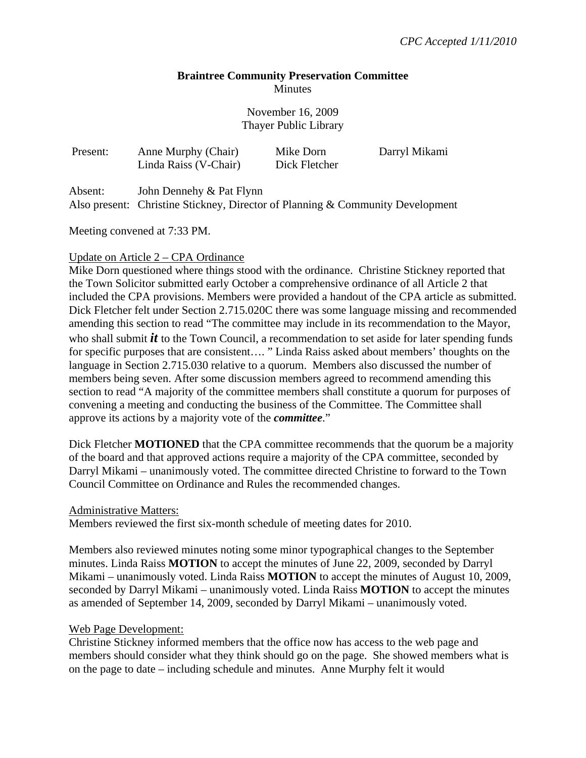*CPC Accepted 1/11/2010*

# Braintree Community Preservation Committee

Minutes

November 16, 2009
Thayer Public Library

| Present: | Anne Murphy (Chair) | Mike Dorn | Darryl Mikami |
|---|---|---|---|
| | Linda Raiss (V-Chair) | Dick Fletcher | |

Absent: John Dennehy & Pat Flynn
Also present: Christine Stickney, Director of Planning & Community Development

Meeting convened at 7:33 PM.

Update on Article 2 – CPA Ordinance

Mike Dorn questioned where things stood with the ordinance. Christine Stickney reported that the Town Solicitor submitted early October a comprehensive ordinance of all Article 2 that included the CPA provisions. Members were provided a handout of the CPA article as submitted. Dick Fletcher felt under Section 2.715.020C there was some language missing and recommended amending this section to read "The committee may include in its recommendation to the Mayor, who shall submit ***it*** to the Town Council, a recommendation to set aside for later spending funds for specific purposes that are consistent…. " Linda Raiss asked about members' thoughts on the language in Section 2.715.030 relative to a quorum. Members also discussed the number of members being seven. After some discussion members agreed to recommend amending this section to read "A majority of the committee members shall constitute a quorum for purposes of convening a meeting and conducting the business of the Committee. The Committee shall approve its actions by a majority vote of the ***committee***."

Dick Fletcher **MOTIONED** that the CPA committee recommends that the quorum be a majority of the board and that approved actions require a majority of the CPA committee, seconded by Darryl Mikami – unanimously voted. The committee directed Christine to forward to the Town Council Committee on Ordinance and Rules the recommended changes.

Administrative Matters:

Members reviewed the first six-month schedule of meeting dates for 2010.

Members also reviewed minutes noting some minor typographical changes to the September minutes. Linda Raiss **MOTION** to accept the minutes of June 22, 2009, seconded by Darryl Mikami – unanimously voted. Linda Raiss **MOTION** to accept the minutes of August 10, 2009, seconded by Darryl Mikami – unanimously voted. Linda Raiss **MOTION** to accept the minutes as amended of September 14, 2009, seconded by Darryl Mikami – unanimously voted.

Web Page Development:

Christine Stickney informed members that the office now has access to the web page and members should consider what they think should go on the page. She showed members what is on the page to date – including schedule and minutes. Anne Murphy felt it would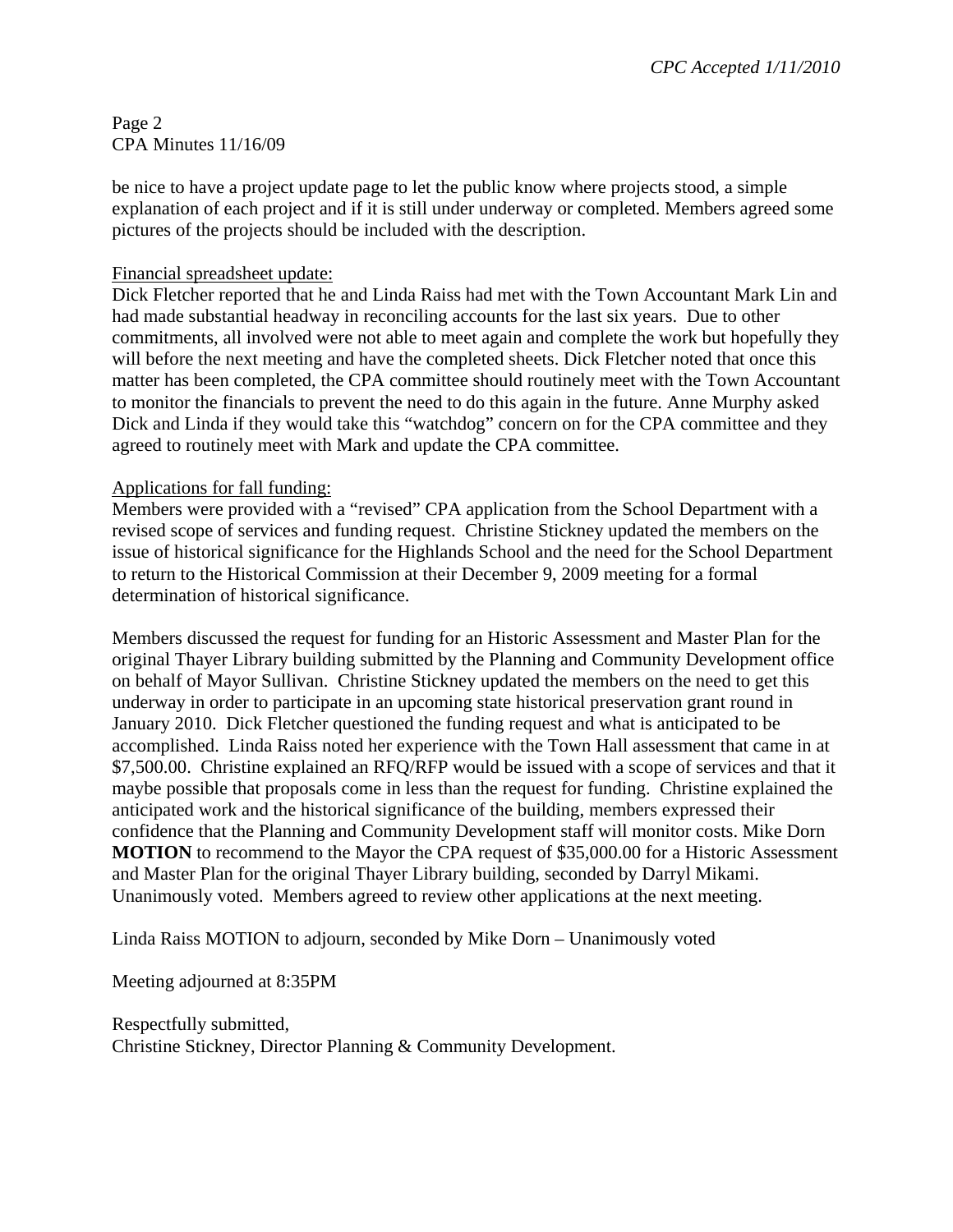be nice to have a project update page to let the public know where projects stood, a simple explanation of each project and if it is still under underway or completed. Members agreed some pictures of the projects should be included with the description.

Financial spreadsheet update:

Dick Fletcher reported that he and Linda Raiss had met with the Town Accountant Mark Lin and had made substantial headway in reconciling accounts for the last six years. Due to other commitments, all involved were not able to meet again and complete the work but hopefully they will before the next meeting and have the completed sheets. Dick Fletcher noted that once this matter has been completed, the CPA committee should routinely meet with the Town Accountant to monitor the financials to prevent the need to do this again in the future. Anne Murphy asked Dick and Linda if they would take this "watchdog" concern on for the CPA committee and they agreed to routinely meet with Mark and update the CPA committee.

Applications for fall funding:

Members were provided with a "revised" CPA application from the School Department with a revised scope of services and funding request. Christine Stickney updated the members on the issue of historical significance for the Highlands School and the need for the School Department to return to the Historical Commission at their December 9, 2009 meeting for a formal determination of historical significance.

Members discussed the request for funding for an Historic Assessment and Master Plan for the original Thayer Library building submitted by the Planning and Community Development office on behalf of Mayor Sullivan. Christine Stickney updated the members on the need to get this underway in order to participate in an upcoming state historical preservation grant round in January 2010. Dick Fletcher questioned the funding request and what is anticipated to be accomplished. Linda Raiss noted her experience with the Town Hall assessment that came in at $7,500.00. Christine explained an RFQ/RFP would be issued with a scope of services and that it maybe possible that proposals come in less than the request for funding. Christine explained the anticipated work and the historical significance of the building, members expressed their confidence that the Planning and Community Development staff will monitor costs. Mike Dorn **MOTION** to recommend to the Mayor the CPA request of $35,000.00 for a Historic Assessment and Master Plan for the original Thayer Library building, seconded by Darryl Mikami. Unanimously voted. Members agreed to review other applications at the next meeting.

Linda Raiss MOTION to adjourn, seconded by Mike Dorn – Unanimously voted

Meeting adjourned at 8:35PM

Respectfully submitted,
Christine Stickney, Director Planning & Community Development.